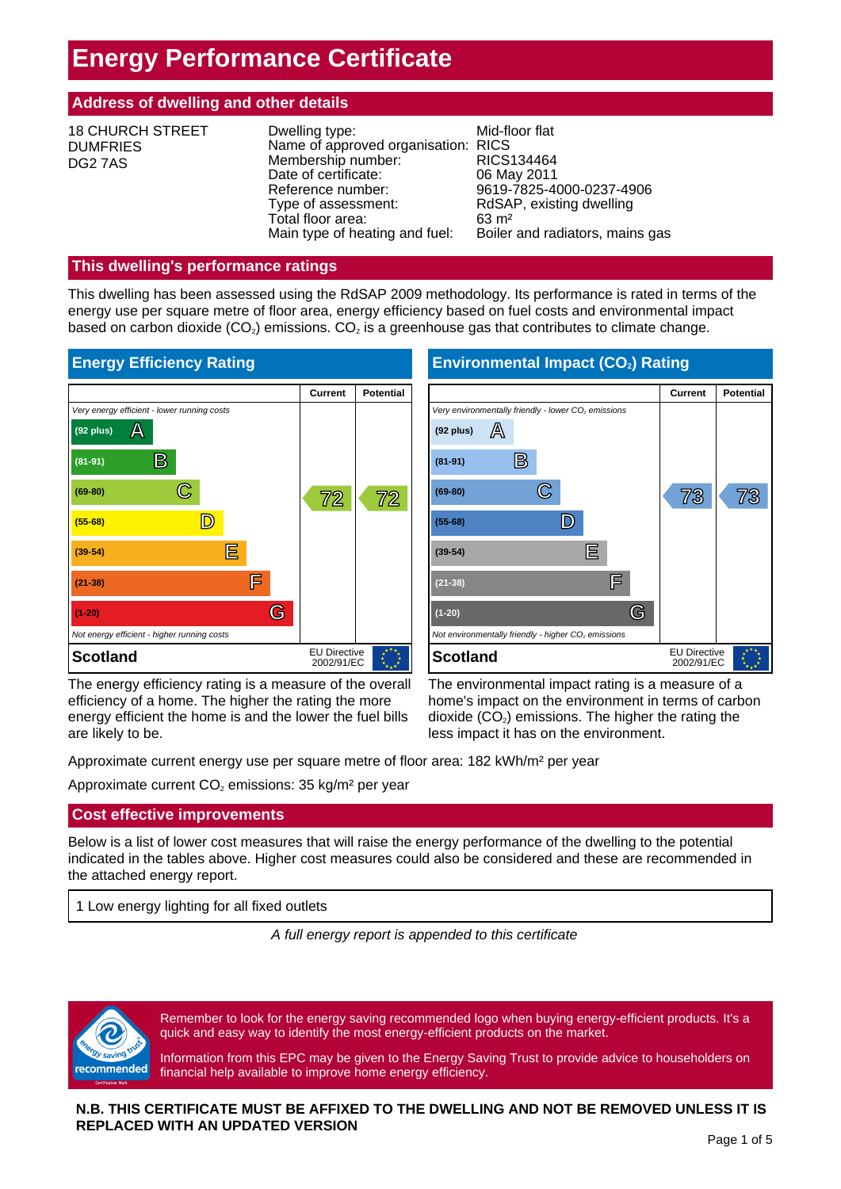# Energy Performance Certificate

## Address of dwelling and other details

18 CHURCH STREET
DUMFRIES
DG2 7AS

| | |
|---|---|
| Dwelling type: | Mid-floor flat |
| Name of approved organisation: | RICS |
| Membership number: | RICS134464 |
| Date of certificate: | 06 May 2011 |
| Reference number: | 9619-7825-4000-0237-4906 |
| Type of assessment: | RdSAP, existing dwelling |
| Total floor area: | 63 m² |
| Main type of heating and fuel: | Boiler and radiators, mains gas |

## This dwelling's performance ratings

This dwelling has been assessed using the RdSAP 2009 methodology. Its performance is rated in terms of the energy use per square metre of floor area, energy efficiency based on fuel costs and environmental impact based on carbon dioxide ($CO_2$) emissions. $CO_2$ is a greenhouse gas that contributes to climate change.

### Energy Efficiency Rating

| Rating | Current | Potential |
|---|---|---|
| *Very energy efficient - lower running costs* | | |
| (92 plus) A | | |
| (81-91) B | | |
| (69-80) C | 72 | 72 |
| (55-68) D | | |
| (39-54) E | | |
| (21-38) F | | |
| (1-20) G | | |
| *Not energy efficient - higher running costs* | | |
| **Scotland** | EU Directive 2002/91/EC | |

The energy efficiency rating is a measure of the overall efficiency of a home. The higher the rating the more energy efficient the home is and the lower the fuel bills are likely to be.

### Environmental Impact ($CO_2$) Rating

| Rating | Current | Potential |
|---|---|---|
| *Very environmentally friendly - lower $CO_2$ emissions* | | |
| (92 plus) A | | |
| (81-91) B | | |
| (69-80) C | 73 | 73 |
| (55-68) D | | |
| (39-54) E | | |
| (21-38) F | | |
| (1-20) G | | |
| *Not environmentally friendly - higher $CO_2$ emissions* | | |
| **Scotland** | EU Directive 2002/91/EC | |

The environmental impact rating is a measure of a home's impact on the environment in terms of carbon dioxide ($CO_2$) emissions. The higher the rating the less impact it has on the environment.

Approximate current energy use per square metre of floor area: 182 kWh/m² per year

Approximate current $CO_2$ emissions: 35 kg/m² per year

## Cost effective improvements

Below is a list of lower cost measures that will raise the energy performance of the dwelling to the potential indicated in the tables above. Higher cost measures could also be considered and these are recommended in the attached energy report.

1 Low energy lighting for all fixed outlets

*A full energy report is appended to this certificate*

Remember to look for the energy saving recommended logo when buying energy-efficient products. It's a quick and easy way to identify the most energy-efficient products on the market.

Information from this EPC may be given to the Energy Saving Trust to provide advice to householders on financial help available to improve home energy efficiency.

**N.B. THIS CERTIFICATE MUST BE AFFIXED TO THE DWELLING AND NOT BE REMOVED UNLESS IT IS REPLACED WITH AN UPDATED VERSION**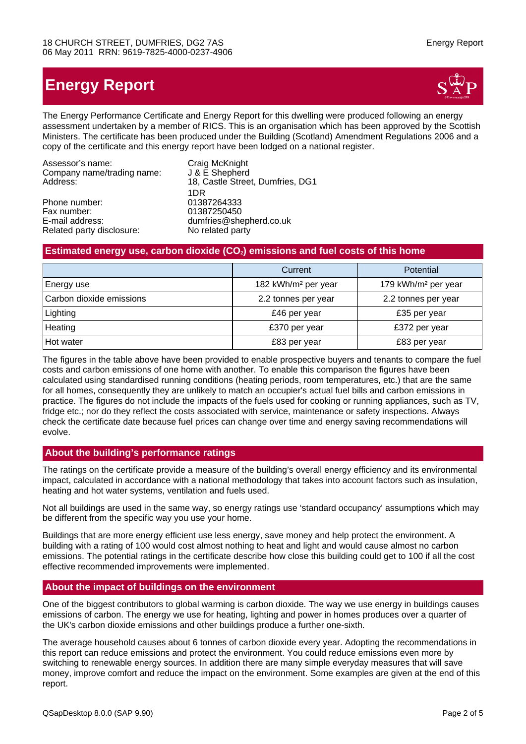# Energy Report

The Energy Performance Certificate and Energy Report for this dwelling were produced following an energy assessment undertaken by a member of RICS. This is an organisation which has been approved by the Scottish Ministers. The certificate has been produced under the Building (Scotland) Amendment Regulations 2006 and a copy of the certificate and this energy report have been lodged on a national register.

| | |
|---|---|
| Assessor's name: | Craig McKnight |
| Company name/trading name: | J & E Shepherd |
| Address: | 18, Castle Street, Dumfries, DG1 1DR |
| Phone number: | 01387264333 |
| Fax number: | 01387250450 |
| E-mail address: | dumfries@shepherd.co.uk |
| Related party disclosure: | No related party |

## Estimated energy use, carbon dioxide ($CO_2$) emissions and fuel costs of this home

| | Current | Potential |
|---|---|---|
| Energy use | 182 kWh/m² per year | 179 kWh/m² per year |
| Carbon dioxide emissions | 2.2 tonnes per year | 2.2 tonnes per year |
| Lighting | £46 per year | £35 per year |
| Heating | £370 per year | £372 per year |
| Hot water | £83 per year | £83 per year |

The figures in the table above have been provided to enable prospective buyers and tenants to compare the fuel costs and carbon emissions of one home with another. To enable this comparison the figures have been calculated using standardised running conditions (heating periods, room temperatures, etc.) that are the same for all homes, consequently they are unlikely to match an occupier's actual fuel bills and carbon emissions in practice. The figures do not include the impacts of the fuels used for cooking or running appliances, such as TV, fridge etc.; nor do they reflect the costs associated with service, maintenance or safety inspections. Always check the certificate date because fuel prices can change over time and energy saving recommendations will evolve.

## About the building's performance ratings

The ratings on the certificate provide a measure of the building's overall energy efficiency and its environmental impact, calculated in accordance with a national methodology that takes into account factors such as insulation, heating and hot water systems, ventilation and fuels used.

Not all buildings are used in the same way, so energy ratings use 'standard occupancy' assumptions which may be different from the specific way you use your home.

Buildings that are more energy efficient use less energy, save money and help protect the environment. A building with a rating of 100 would cost almost nothing to heat and light and would cause almost no carbon emissions. The potential ratings in the certificate describe how close this building could get to 100 if all the cost effective recommended improvements were implemented.

## About the impact of buildings on the environment

One of the biggest contributors to global warming is carbon dioxide. The way we use energy in buildings causes emissions of carbon. The energy we use for heating, lighting and power in homes produces over a quarter of the UK's carbon dioxide emissions and other buildings produce a further one-sixth.

The average household causes about 6 tonnes of carbon dioxide every year. Adopting the recommendations in this report can reduce emissions and protect the environment. You could reduce emissions even more by switching to renewable energy sources. In addition there are many simple everyday measures that will save money, improve comfort and reduce the impact on the environment. Some examples are given at the end of this report.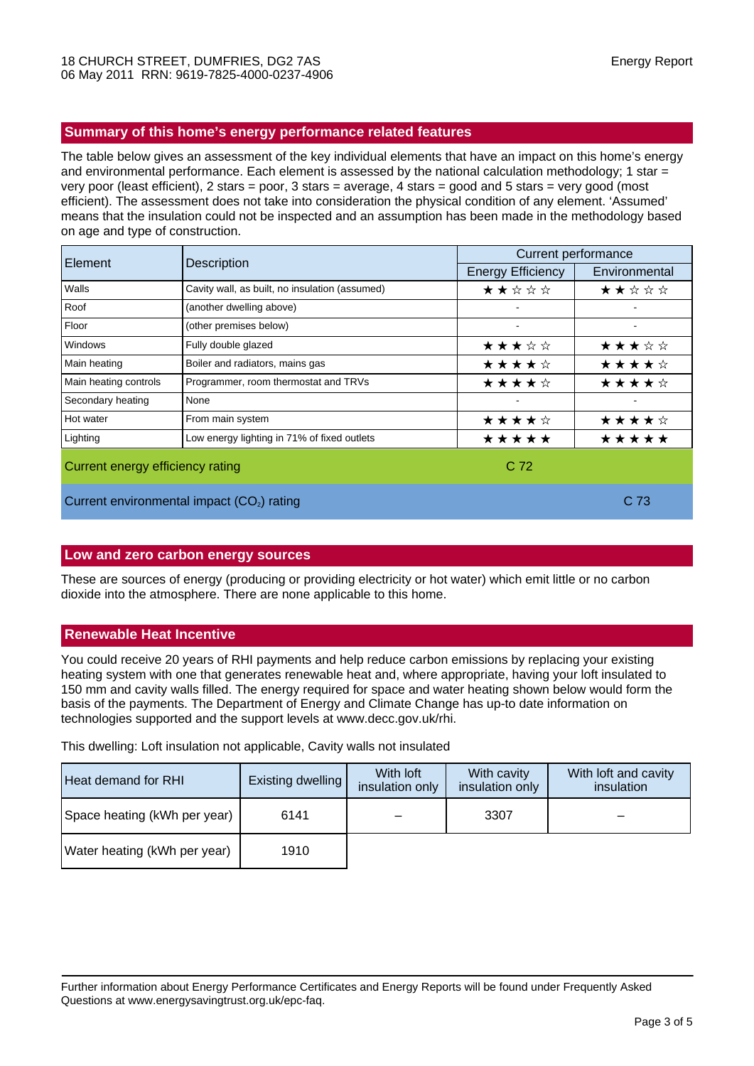## Summary of this home's energy performance related features

The table below gives an assessment of the key individual elements that have an impact on this home's energy and environmental performance. Each element is assessed by the national calculation methodology; 1 star = very poor (least efficient), 2 stars = poor, 3 stars = average, 4 stars = good and 5 stars = very good (most efficient). The assessment does not take into consideration the physical condition of any element. 'Assumed' means that the insulation could not be inspected and an assumption has been made in the methodology based on age and type of construction.

| Element | Description | Current performance | |
|---|---|---|---|
| | | Energy Efficiency | Environmental |
| Walls | Cavity wall, as built, no insulation (assumed) | ★★☆☆☆ | ★★☆☆☆ |
| Roof | (another dwelling above) | - | - |
| Floor | (other premises below) | - | - |
| Windows | Fully double glazed | ★★★☆☆ | ★★★☆☆ |
| Main heating | Boiler and radiators, mains gas | ★★★★☆ | ★★★★☆ |
| Main heating controls | Programmer, room thermostat and TRVs | ★★★★☆ | ★★★★☆ |
| Secondary heating | None | - | - |
| Hot water | From main system | ★★★★☆ | ★★★★☆ |
| Lighting | Low energy lighting in 71% of fixed outlets | ★★★★★ | ★★★★★ |
| Current energy efficiency rating | | C 72 | |
| Current environmental impact ($CO_2$) rating | | | C 73 |

## Low and zero carbon energy sources

These are sources of energy (producing or providing electricity or hot water) which emit little or no carbon dioxide into the atmosphere. There are none applicable to this home.

## Renewable Heat Incentive

You could receive 20 years of RHI payments and help reduce carbon emissions by replacing your existing heating system with one that generates renewable heat and, where appropriate, having your loft insulated to 150 mm and cavity walls filled. The energy required for space and water heating shown below would form the basis of the payments. The Department of Energy and Climate Change has up-to date information on technologies supported and the support levels at www.decc.gov.uk/rhi.

This dwelling: Loft insulation not applicable, Cavity walls not insulated

| Heat demand for RHI | Existing dwelling | With loft insulation only | With cavity insulation only | With loft and cavity insulation |
|---|---|---|---|---|
| Space heating (kWh per year) | 6141 | – | 3307 | – |
| Water heating (kWh per year) | 1910 | | | |

Further information about Energy Performance Certificates and Energy Reports will be found under Frequently Asked Questions at www.energysavingtrust.org.uk/epc-faq.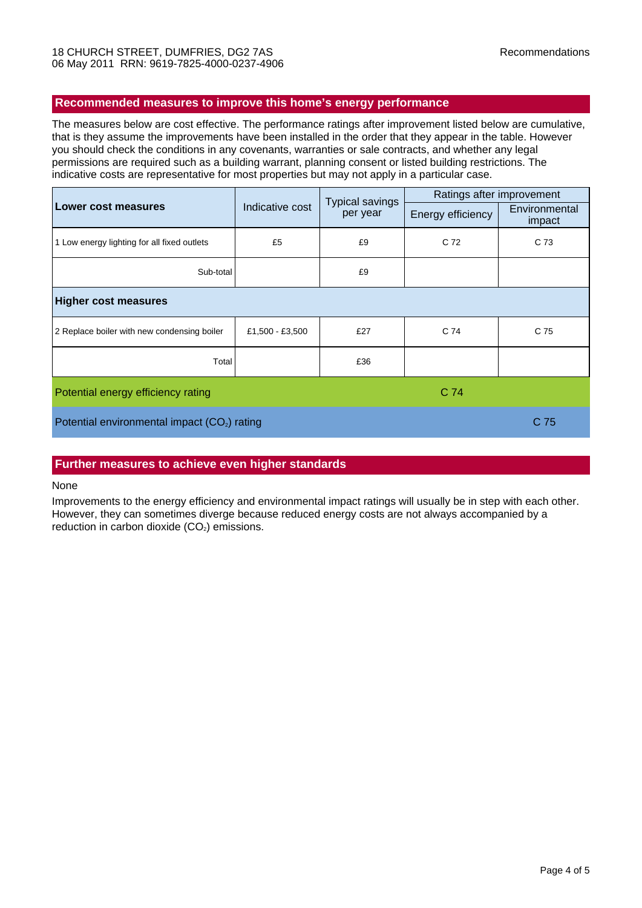18 CHURCH STREET, DUMFRIES, DG2 7AS
06 May 2011 RRN: 9619-7825-4000-0237-4906

Recommendations

## Recommended measures to improve this home's energy performance

The measures below are cost effective. The performance ratings after improvement listed below are cumulative, that is they assume the improvements have been installed in the order that they appear in the table. However you should check the conditions in any covenants, warranties or sale contracts, and whether any legal permissions are required such as a building warrant, planning consent or listed building restrictions. The indicative costs are representative for most properties but may not apply in a particular case.

| Lower cost measures | Indicative cost | Typical savings per year | Ratings after improvement | |
|---|---|---|---|---|
| | | | Energy efficiency | Environmental impact |
| 1 Low energy lighting for all fixed outlets | £5 | £9 | C 72 | C 73 |
| Sub-total | | £9 | | |
| **Higher cost measures** | | | | |
| 2 Replace boiler with new condensing boiler | £1,500 - £3,500 | £27 | C 74 | C 75 |
| Total | | £36 | | |
| Potential energy efficiency rating | | | C 74 | |
| Potential environmental impact ($CO_2$) rating | | | | C 75 |

## Further measures to achieve even higher standards

None

Improvements to the energy efficiency and environmental impact ratings will usually be in step with each other. However, they can sometimes diverge because reduced energy costs are not always accompanied by a reduction in carbon dioxide ($CO_2$) emissions.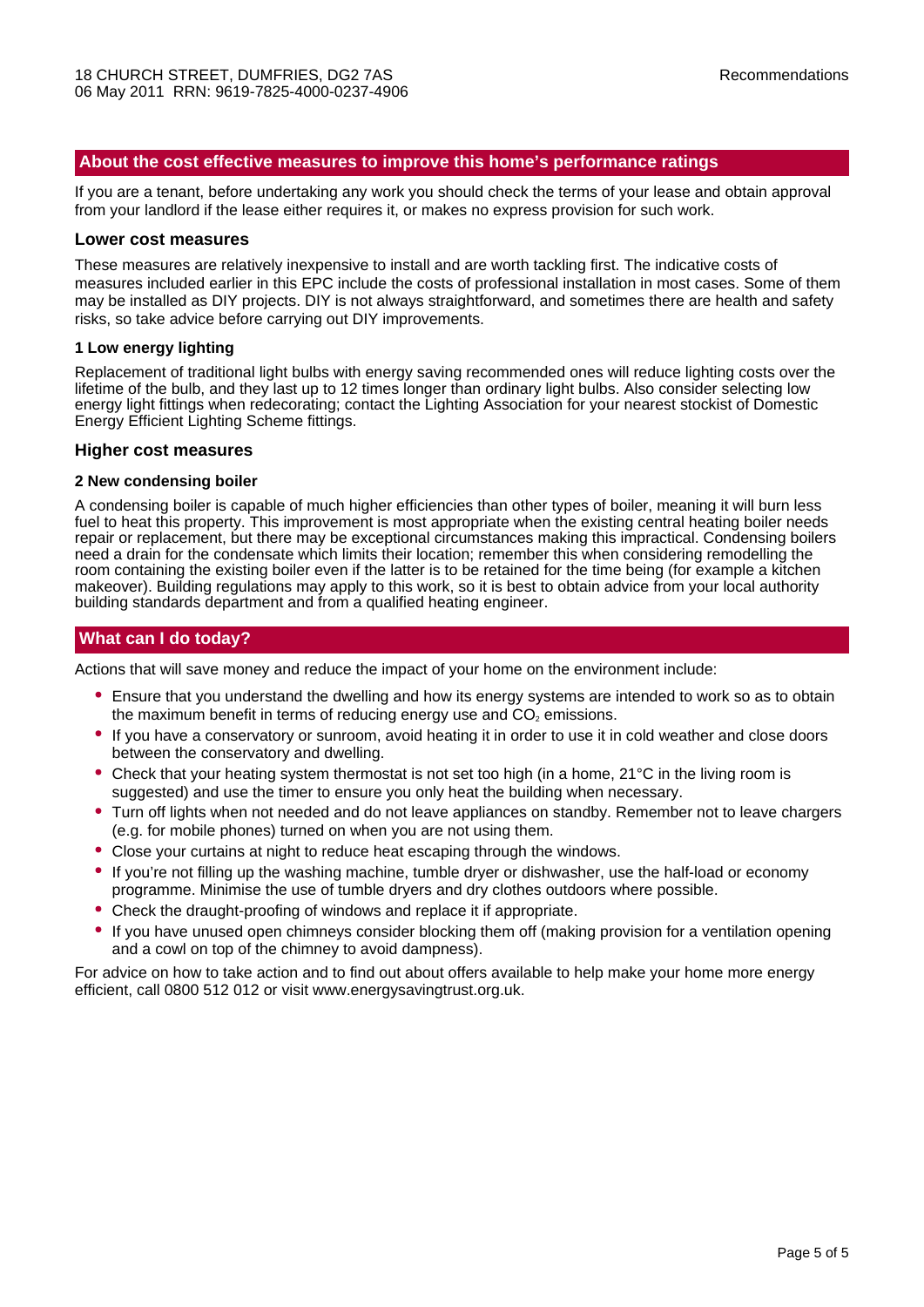## About the cost effective measures to improve this home's performance ratings

If you are a tenant, before undertaking any work you should check the terms of your lease and obtain approval from your landlord if the lease either requires it, or makes no express provision for such work.

### Lower cost measures

These measures are relatively inexpensive to install and are worth tackling first. The indicative costs of measures included earlier in this EPC include the costs of professional installation in most cases. Some of them may be installed as DIY projects. DIY is not always straightforward, and sometimes there are health and safety risks, so take advice before carrying out DIY improvements.

**1 Low energy lighting**

Replacement of traditional light bulbs with energy saving recommended ones will reduce lighting costs over the lifetime of the bulb, and they last up to 12 times longer than ordinary light bulbs. Also consider selecting low energy light fittings when redecorating; contact the Lighting Association for your nearest stockist of Domestic Energy Efficient Lighting Scheme fittings.

### Higher cost measures

**2 New condensing boiler**

A condensing boiler is capable of much higher efficiencies than other types of boiler, meaning it will burn less fuel to heat this property. This improvement is most appropriate when the existing central heating boiler needs repair or replacement, but there may be exceptional circumstances making this impractical. Condensing boilers need a drain for the condensate which limits their location; remember this when considering remodelling the room containing the existing boiler even if the latter is to be retained for the time being (for example a kitchen makeover). Building regulations may apply to this work, so it is best to obtain advice from your local authority building standards department and from a qualified heating engineer.

## What can I do today?

Actions that will save money and reduce the impact of your home on the environment include:

- Ensure that you understand the dwelling and how its energy systems are intended to work so as to obtain the maximum benefit in terms of reducing energy use and $CO_2$ emissions.
- If you have a conservatory or sunroom, avoid heating it in order to use it in cold weather and close doors between the conservatory and dwelling.
- Check that your heating system thermostat is not set too high (in a home, 21°C in the living room is suggested) and use the timer to ensure you only heat the building when necessary.
- Turn off lights when not needed and do not leave appliances on standby. Remember not to leave chargers (e.g. for mobile phones) turned on when you are not using them.
- Close your curtains at night to reduce heat escaping through the windows.
- If you're not filling up the washing machine, tumble dryer or dishwasher, use the half-load or economy programme. Minimise the use of tumble dryers and dry clothes outdoors where possible.
- Check the draught-proofing of windows and replace it if appropriate.
- If you have unused open chimneys consider blocking them off (making provision for a ventilation opening and a cowl on top of the chimney to avoid dampness).

For advice on how to take action and to find out about offers available to help make your home more energy efficient, call 0800 512 012 or visit www.energysavingtrust.org.uk.